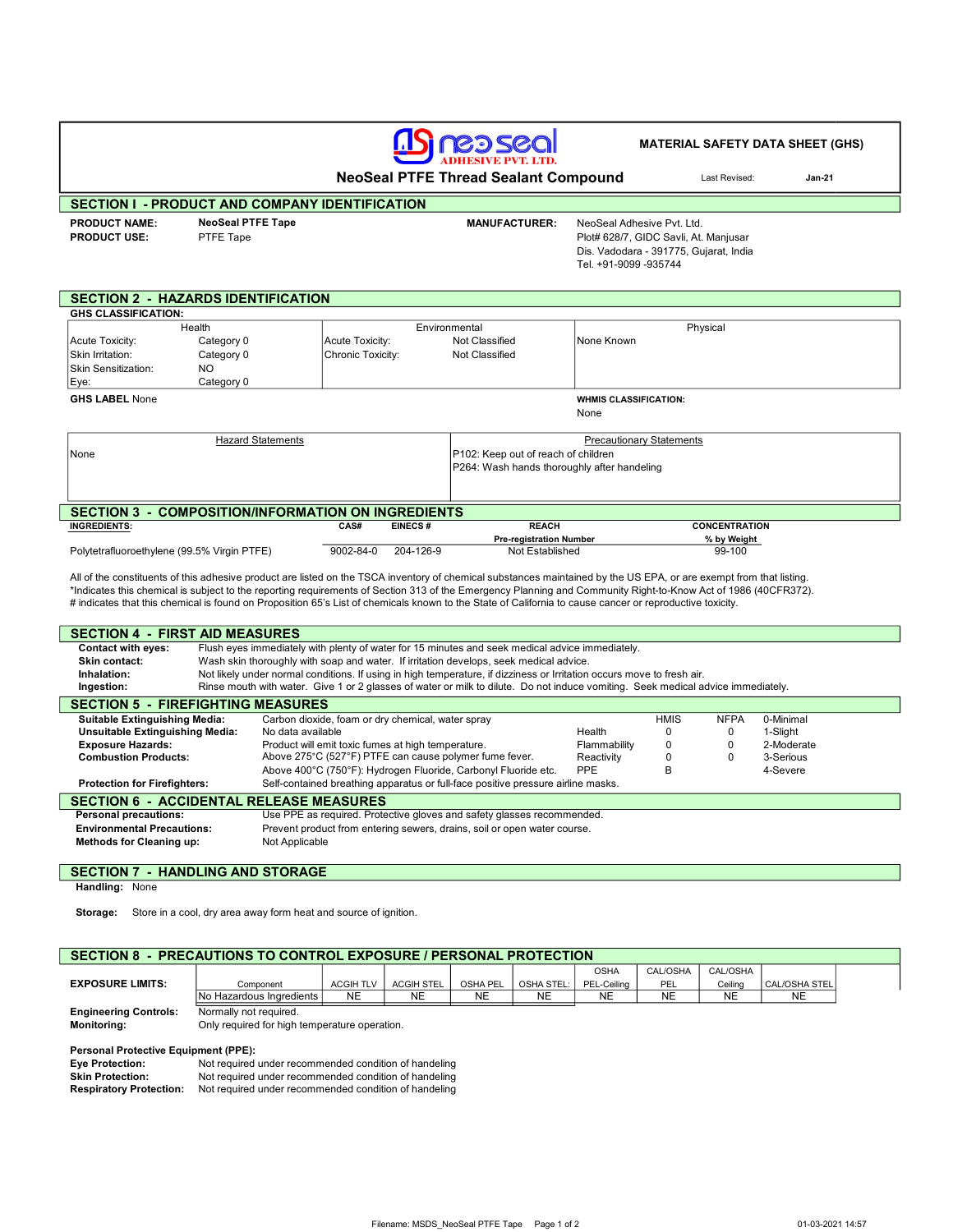NeoSeal Adhesive Pvt. Ltd.

# NeoSeal PTFE Thread Sealant Compound

**MATERIAL SAFETY DATA SHEET (GHS)**

Last Revised: **Jan-21**

## SECTION I - PRODUCT AND COMPANY IDENTIFICATION

**PRODUCT NAME:** NeoSeal PTFE Tape
**PRODUCT USE:** PTFE Tape

**MANUFACTURER:** NeoSeal Adhesive Pvt. Ltd.
Plot# 628/7, GIDC Savli, At. Manjusar
Dis. Vadodara - 391775, Gujarat, India
Tel. +91-9099 -935744

## SECTION 2 - HAZARDS IDENTIFICATION

**GHS CLASSIFICATION:**

| Health | | Environmental | | Physical |
|---|---|---|---|---|
| Acute Toxicity: | Category 0 | Acute Toxicity: | Not Classified | None Known |
| Skin Irritation: | Category 0 | Chronic Toxicity: | Not Classified | |
| Skin Sensitization: | NO | | | |
| Eye: | Category 0 | | | |

**GHS LABEL** None

**WHMIS CLASSIFICATION:**
None

| Hazard Statements | Precautionary Statements |
|---|---|
| None | P102: Keep out of reach of children<br>P264: Wash hands thoroughly after handeling |

## SECTION 3 - COMPOSITION/INFORMATION ON INGREDIENTS

| INGREDIENTS: | CAS# | EINECS # | REACH Pre-registration Number | CONCENTRATION % by Weight |
|---|---|---|---|---|
| Polytetrafluoroethylene (99.5% Virgin PTFE) | 9002-84-0 | 204-126-9 | Not Established | 99-100 |

All of the constituents of this adhesive product are listed on the TSCA inventory of chemical substances maintained by the US EPA, or are exempt from that listing.
*Indicates this chemical is subject to the reporting requirements of Section 313 of the Emergency Planning and Community Right-to-Know Act of 1986 (40CFR372).
# indicates that this chemical is found on Proposition 65's List of chemicals known to the State of California to cause cancer or reproductive toxicity.

## SECTION 4 - FIRST AID MEASURES

**Contact with eyes:** Flush eyes immediately with plenty of water for 15 minutes and seek medical advice immediately.
**Skin contact:** Wash skin thoroughly with soap and water. If irritation develops, seek medical advice.
**Inhalation:** Not likely under normal conditions. If using in high temperature, if dizziness or Irritation occurs move to fresh air.
**Ingestion:** Rinse mouth with water. Give 1 or 2 glasses of water or milk to dilute. Do not induce vomiting. Seek medical advice immediately.

## SECTION 5 - FIREFIGHTING MEASURES

**Suitable Extinguishing Media:** Carbon dioxide, foam or dry chemical, water spray
**Unsuitable Extinguishing Media:** No data available
**Exposure Hazards:** Product will emit toxic fumes at high temperature.
**Combustion Products:** Above 275°C (527°F) PTFE can cause polymer fume fever.
Above 400°C (750°F): Hydrogen Fluoride, Carbonyl Fluoride etc.
**Protection for Firefighters:** Self-contained breathing apparatus or full-face positive pressure airline masks.

| | HMIS | NFPA | |
|---|---|---|---|
| | | | 0-Minimal |
| Health | 0 | 0 | 1-Slight |
| Flammability | 0 | 0 | 2-Moderate |
| Reactivity | 0 | 0 | 3-Serious |
| PPE | B | | 4-Severe |

## SECTION 6 - ACCIDENTAL RELEASE MEASURES

**Personal precautions:** Use PPE as required. Protective gloves and safety glasses recommended.
**Environmental Precautions:** Prevent product from entering sewers, drains, soil or open water course.
**Methods for Cleaning up:** Not Applicable

## SECTION 7 - HANDLING AND STORAGE

**Handling:** None

**Storage:** Store in a cool, dry area away form heat and source of ignition.

## SECTION 8 - PRECAUTIONS TO CONTROL EXPOSURE / PERSONAL PROTECTION

**EXPOSURE LIMITS:**

| Component | ACGIH TLV | ACGIH STEL | OSHA PEL | OSHA STEL: | OSHA PEL-Ceiling | CAL/OSHA PEL | CAL/OSHA Ceiling | CAL/OSHA STEL |
|---|---|---|---|---|---|---|---|---|
| No Hazardous Ingredients | NE | NE | NE | NE | NE | NE | NE | NE |

**Engineering Controls:** Normally not required.
**Monitoring:** Only required for high temperature operation.

**Personal Protective Equipment (PPE):**
**Eye Protection:** Not required under recommended condition of handeling
**Skin Protection:** Not required under recommended condition of handeling
**Respiratory Protection:** Not required under recommended condition of handeling

Filename: MSDS_NeoSeal PTFE Tape    01-03-2021 14:57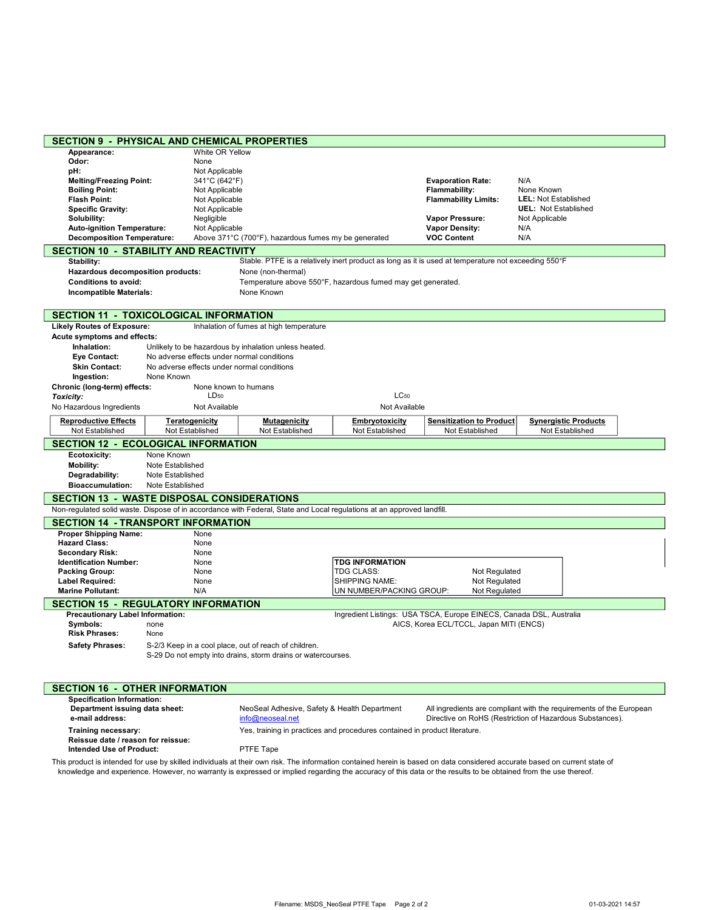## SECTION 9 - PHYSICAL AND CHEMICAL PROPERTIES

| | | | |
|---|---|---|---|
| **Appearance:** | White OR Yellow | | |
| **Odor:** | None | | |
| **pH:** | Not Applicable | | |
| **Melting/Freezing Point:** | 341°C (642°F) | **Evaporation Rate:** | N/A |
| **Boiling Point:** | Not Applicable | **Flammability:** | None Known |
| **Flash Point:** | Not Applicable | **Flammability Limits:** | **LEL:** Not Established |
| **Specific Gravity:** | Not Applicable | | **UEL:** Not Established |
| **Solubility:** | Negligible | **Vapor Pressure:** | Not Applicable |
| **Auto-ignition Temperature:** | Not Applicable | **Vapor Density:** | N/A |
| **Decomposition Temperature:** | Above 371°C (700°F), hazardous fumes my be generated | **VOC Content** | N/A |

## SECTION 10 - STABILITY AND REACTIVITY

**Stability:** Stable. PTFE is a relatively inert product as long as it is used at temperature not exceeding 550°F

**Hazardous decomposition products:** None (non-thermal)

**Conditions to avoid:** Temperature above 550°F, hazardous fumed may get generated.

**Incompatible Materials:** None Known

## SECTION 11 - TOXICOLOGICAL INFORMATION

**Likely Routes of Exposure:** Inhalation of fumes at high temperature

**Acute symptoms and effects:**

- **Inhalation:** Unlikely to be hazardous by inhalation unless heated.
- **Eye Contact:** No adverse effects under normal conditions
- **Skin Contact:** No adverse effects under normal conditions
- **Ingestion:** None Known

**Chronic (long-term) effects:** None known to humans

| *Toxicity:* | $LD_{50}$ | $LC_{50}$ |
|---|---|---|
| No Hazardous Ingredients | Not Available | Not Available |

| Reproductive Effects | Teratogenicity | Mutagenicity | Embryotoxicity | Sensitization to Product | Synergistic Products |
|---|---|---|---|---|---|
| Not Established | Not Established | Not Established | Not Established | Not Established | Not Established |

## SECTION 12 - ECOLOGICAL INFORMATION

**Ecotoxicity:** None Known

**Mobility:** Note Established

**Degradability:** Note Established

**Bioaccumulation:** Note Established

## SECTION 13 - WASTE DISPOSAL CONSIDERATIONS

Non-regulated solid waste. Dispose of in accordance with Federal, State and Local regulations at an approved landfill.

## SECTION 14 - TRANSPORT INFORMATION

| | |
|---|---|
| **Proper Shipping Name:** | None |
| **Hazard Class:** | None |
| **Secondary Risk:** | None |
| **Identification Number:** | None |
| **Packing Group:** | None |
| **Label Required:** | None |
| **Marine Pollutant:** | N/A |

| **TDG INFORMATION** | |
|---|---|
| TDG CLASS: | Not Regulated |
| SHIPPING NAME: | Not Regulated |
| UN NUMBER/PACKING GROUP: | Not Regulated |

## SECTION 15 - REGULATORY INFORMATION

**Precautionary Label Information:**

Ingredient Listings: USA TSCA, Europe EINECS, Canada DSL, Australia AICS, Korea ECL/TCCL, Japan MITI (ENCS)

**Symbols:** none

**Risk Phrases:** None

**Safety Phrases:** S-2/3 Keep in a cool place, out of reach of children.
S-29 Do not empty into drains, storm drains or watercourses.

## SECTION 16 - OTHER INFORMATION

**Specification Information:**

**Department issuing data sheet:** NeoSeal Adhesive, Safety & Health Department

**e-mail address:** info@neoseal.net

All ingredients are compliant with the requirements of the European Directive on RoHS (Restriction of Hazardous Substances).

**Training necessary:** Yes, training in practices and procedures contained in product literature.

**Reissue date / reason for reissue:**

**Intended Use of Product:** PTFE Tape

This product is intended for use by skilled individuals at their own risk. The information contained herein is based on data considered accurate based on current state of knowledge and experience. However, no warranty is expressed or implied regarding the accuracy of this data or the results to be obtained from the use thereof.

Filename: MSDS_NeoSeal PTFE Tape 01-03-2021 14:57